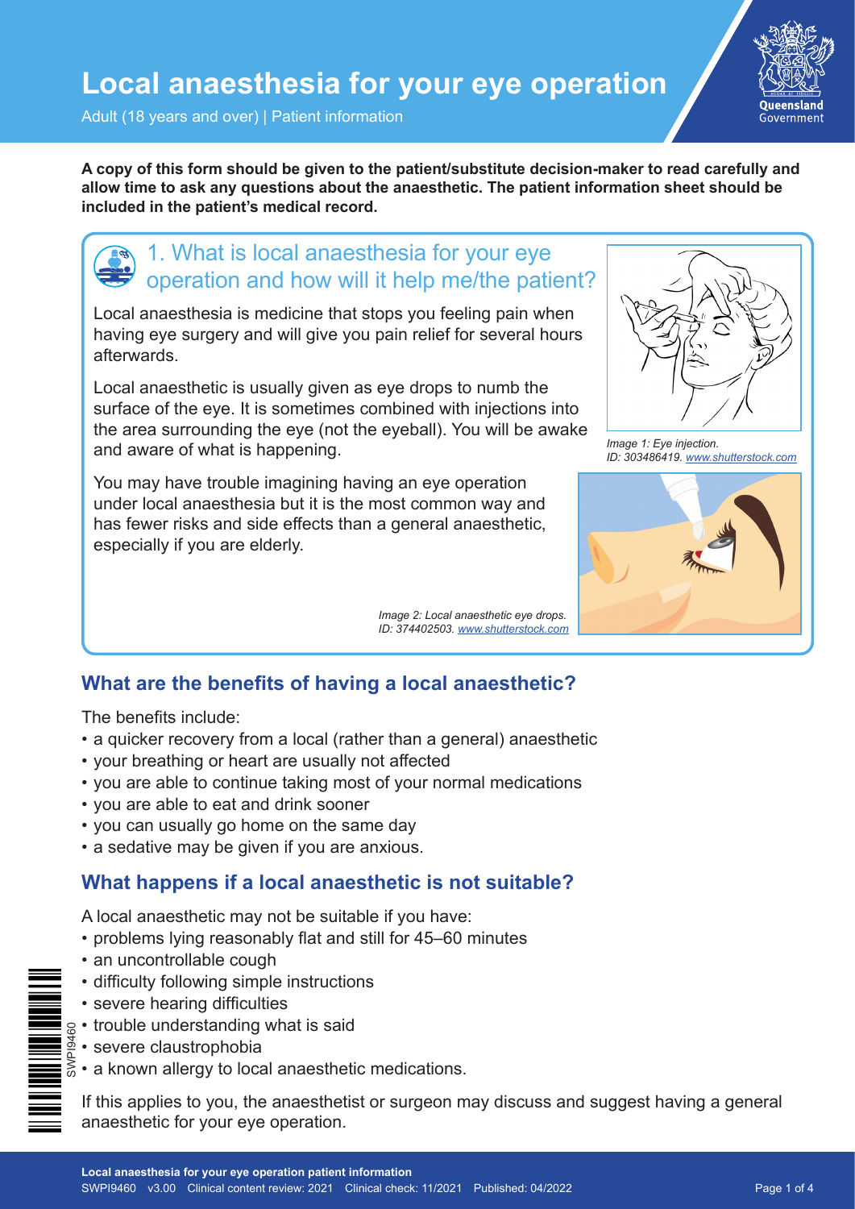# Local anaesthesia for your eye operation

Adult (18 years and over) | Patient information

**A copy of this form should be given to the patient/substitute decision-maker to read carefully and allow time to ask any questions about the anaesthetic. The patient information sheet should be included in the patient's medical record.**

## 1. What is local anaesthesia for your eye operation and how will it help me/the patient?

Local anaesthesia is medicine that stops you feeling pain when having eye surgery and will give you pain relief for several hours afterwards.

Local anaesthetic is usually given as eye drops to numb the surface of the eye. It is sometimes combined with injections into the area surrounding the eye (not the eyeball). You will be awake and aware of what is happening.

You may have trouble imagining having an eye operation under local anaesthesia but it is the most common way and has fewer risks and side effects than a general anaesthetic, especially if you are elderly.

*Image 1: Eye injection. ID: 303486419. www.shutterstock.com*

*Image 2: Local anaesthetic eye drops. ID: 374402503. www.shutterstock.com*

### What are the benefits of having a local anaesthetic?

The benefits include:

- a quicker recovery from a local (rather than a general) anaesthetic
- your breathing or heart are usually not affected
- you are able to continue taking most of your normal medications
- you are able to eat and drink sooner
- you can usually go home on the same day
- a sedative may be given if you are anxious.

### What happens if a local anaesthetic is not suitable?

A local anaesthetic may not be suitable if you have:

- problems lying reasonably flat and still for 45–60 minutes
- an uncontrollable cough
- difficulty following simple instructions
- severe hearing difficulties
- trouble understanding what is said
- severe claustrophobia
- a known allergy to local anaesthetic medications.

If this applies to you, the anaesthetist or surgeon may discuss and suggest having a general anaesthetic for your eye operation.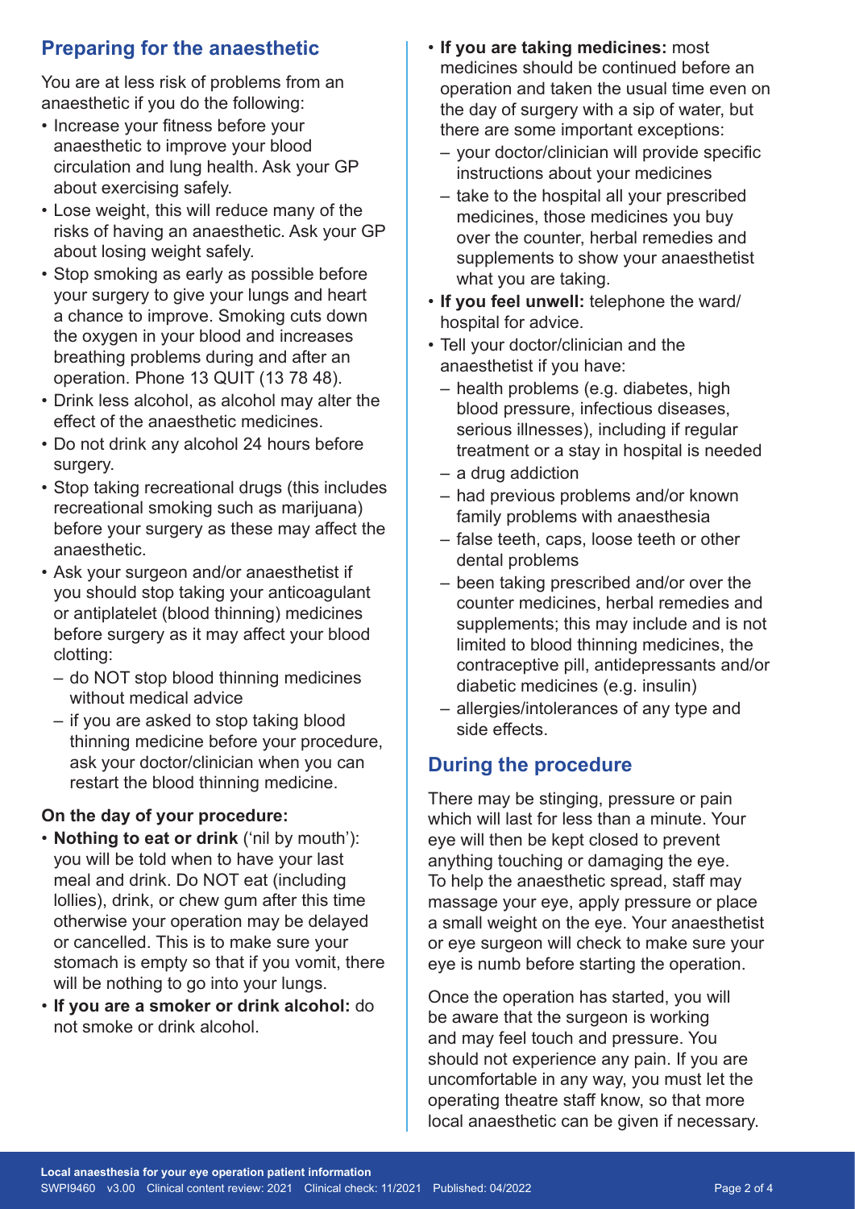## Preparing for the anaesthetic

You are at less risk of problems from an anaesthetic if you do the following:

- Increase your fitness before your anaesthetic to improve your blood circulation and lung health. Ask your GP about exercising safely.
- Lose weight, this will reduce many of the risks of having an anaesthetic. Ask your GP about losing weight safely.
- Stop smoking as early as possible before your surgery to give your lungs and heart a chance to improve. Smoking cuts down the oxygen in your blood and increases breathing problems during and after an operation. Phone 13 QUIT (13 78 48).
- Drink less alcohol, as alcohol may alter the effect of the anaesthetic medicines.
- Do not drink any alcohol 24 hours before surgery.
- Stop taking recreational drugs (this includes recreational smoking such as marijuana) before your surgery as these may affect the anaesthetic.
- Ask your surgeon and/or anaesthetist if you should stop taking your anticoagulant or antiplatelet (blood thinning) medicines before surgery as it may affect your blood clotting:
  - do NOT stop blood thinning medicines without medical advice
  - if you are asked to stop taking blood thinning medicine before your procedure, ask your doctor/clinician when you can restart the blood thinning medicine.

### On the day of your procedure:

- **Nothing to eat or drink** ('nil by mouth'): you will be told when to have your last meal and drink. Do NOT eat (including lollies), drink, or chew gum after this time otherwise your operation may be delayed or cancelled. This is to make sure your stomach is empty so that if you vomit, there will be nothing to go into your lungs.
- **If you are a smoker or drink alcohol:** do not smoke or drink alcohol.
- **If you are taking medicines:** most medicines should be continued before an operation and taken the usual time even on the day of surgery with a sip of water, but there are some important exceptions:
  - your doctor/clinician will provide specific instructions about your medicines
  - take to the hospital all your prescribed medicines, those medicines you buy over the counter, herbal remedies and supplements to show your anaesthetist what you are taking.
- **If you feel unwell:** telephone the ward/hospital for advice.
- Tell your doctor/clinician and the anaesthetist if you have:
  - health problems (e.g. diabetes, high blood pressure, infectious diseases, serious illnesses), including if regular treatment or a stay in hospital is needed
  - a drug addiction
  - had previous problems and/or known family problems with anaesthesia
  - false teeth, caps, loose teeth or other dental problems
  - been taking prescribed and/or over the counter medicines, herbal remedies and supplements; this may include and is not limited to blood thinning medicines, the contraceptive pill, antidepressants and/or diabetic medicines (e.g. insulin)
  - allergies/intolerances of any type and side effects.

## During the procedure

There may be stinging, pressure or pain which will last for less than a minute. Your eye will then be kept closed to prevent anything touching or damaging the eye. To help the anaesthetic spread, staff may massage your eye, apply pressure or place a small weight on the eye. Your anaesthetist or eye surgeon will check to make sure your eye is numb before starting the operation.

Once the operation has started, you will be aware that the surgeon is working and may feel touch and pressure. You should not experience any pain. If you are uncomfortable in any way, you must let the operating theatre staff know, so that more local anaesthetic can be given if necessary.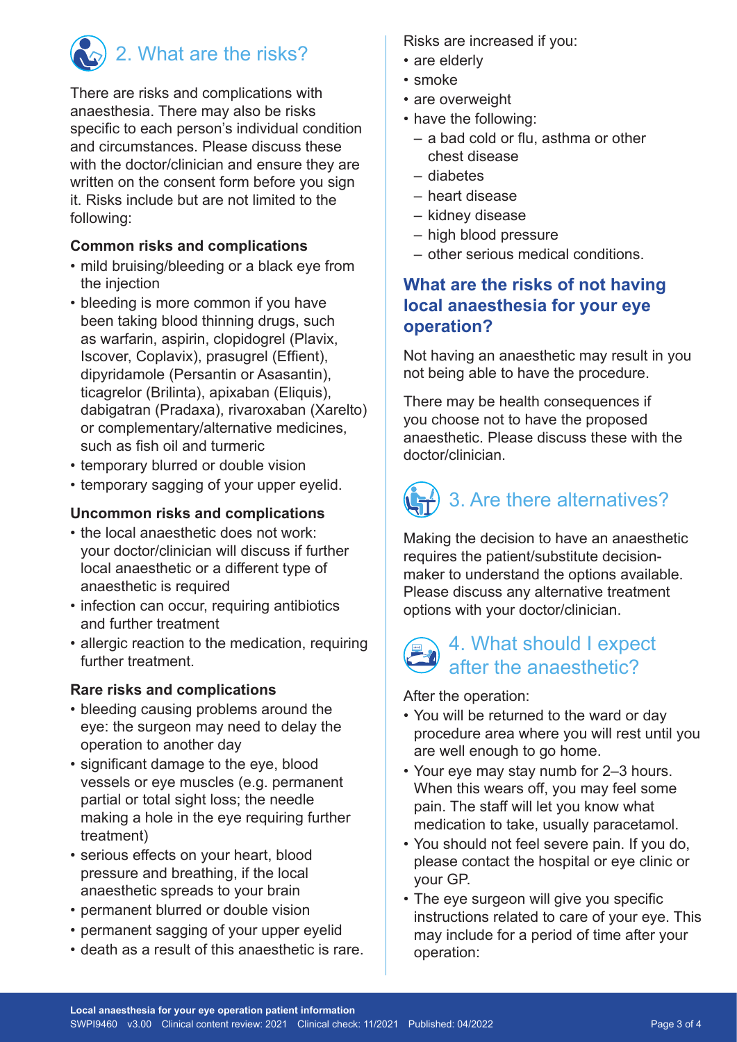## 2. What are the risks?

There are risks and complications with anaesthesia. There may also be risks specific to each person's individual condition and circumstances. Please discuss these with the doctor/clinician and ensure they are written on the consent form before you sign it. Risks include but are not limited to the following:

**Common risks and complications**

- mild bruising/bleeding or a black eye from the injection
- bleeding is more common if you have been taking blood thinning drugs, such as warfarin, aspirin, clopidogrel (Plavix, Iscover, Coplavix), prasugrel (Effient), dipyridamole (Persantin or Asasantin), ticagrelor (Brilinta), apixaban (Eliquis), dabigatran (Pradaxa), rivaroxaban (Xarelto) or complementary/alternative medicines, such as fish oil and turmeric
- temporary blurred or double vision
- temporary sagging of your upper eyelid.

**Uncommon risks and complications**

- the local anaesthetic does not work: your doctor/clinician will discuss if further local anaesthetic or a different type of anaesthetic is required
- infection can occur, requiring antibiotics and further treatment
- allergic reaction to the medication, requiring further treatment.

**Rare risks and complications**

- bleeding causing problems around the eye: the surgeon may need to delay the operation to another day
- significant damage to the eye, blood vessels or eye muscles (e.g. permanent partial or total sight loss; the needle making a hole in the eye requiring further treatment)
- serious effects on your heart, blood pressure and breathing, if the local anaesthetic spreads to your brain
- permanent blurred or double vision
- permanent sagging of your upper eyelid
- death as a result of this anaesthetic is rare.

Risks are increased if you:

- are elderly
- smoke
- are overweight
- have the following:
  - a bad cold or flu, asthma or other chest disease
  - diabetes
  - heart disease
  - kidney disease
  - high blood pressure
  - other serious medical conditions.

### What are the risks of not having local anaesthesia for your eye operation?

Not having an anaesthetic may result in you not being able to have the procedure.

There may be health consequences if you choose not to have the proposed anaesthetic. Please discuss these with the doctor/clinician.

## 3. Are there alternatives?

Making the decision to have an anaesthetic requires the patient/substitute decision-maker to understand the options available. Please discuss any alternative treatment options with your doctor/clinician.

## 4. What should I expect after the anaesthetic?

After the operation:

- You will be returned to the ward or day procedure area where you will rest until you are well enough to go home.
- Your eye may stay numb for 2–3 hours. When this wears off, you may feel some pain. The staff will let you know what medication to take, usually paracetamol.
- You should not feel severe pain. If you do, please contact the hospital or eye clinic or your GP.
- The eye surgeon will give you specific instructions related to care of your eye. This may include for a period of time after your operation: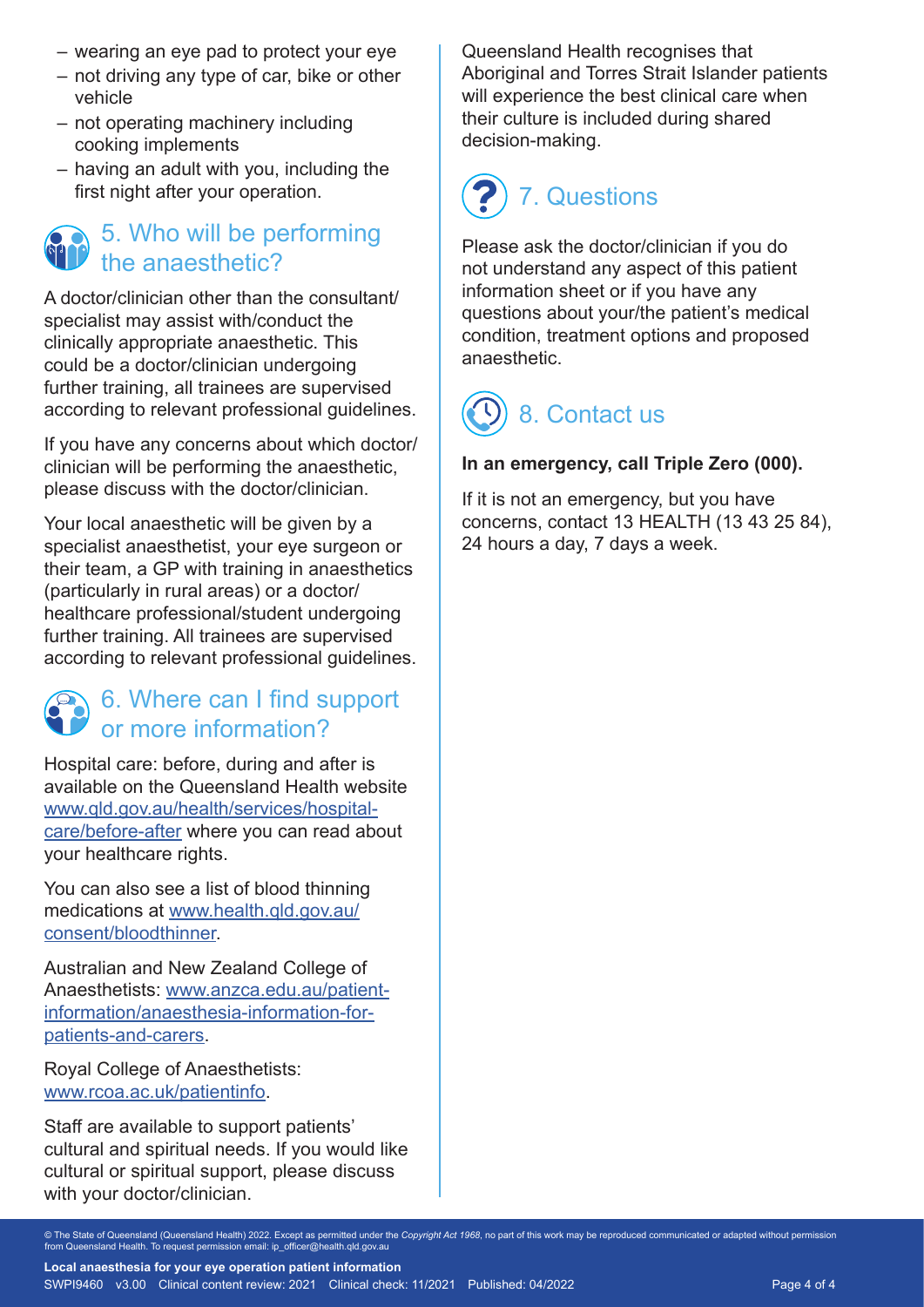- wearing an eye pad to protect your eye
- not driving any type of car, bike or other vehicle
- not operating machinery including cooking implements
- having an adult with you, including the first night after your operation.

## 5. Who will be performing the anaesthetic?

A doctor/clinician other than the consultant/specialist may assist with/conduct the clinically appropriate anaesthetic. This could be a doctor/clinician undergoing further training, all trainees are supervised according to relevant professional guidelines.

If you have any concerns about which doctor/clinician will be performing the anaesthetic, please discuss with the doctor/clinician.

Your local anaesthetic will be given by a specialist anaesthetist, your eye surgeon or their team, a GP with training in anaesthetics (particularly in rural areas) or a doctor/healthcare professional/student undergoing further training. All trainees are supervised according to relevant professional guidelines.

## 6. Where can I find support or more information?

Hospital care: before, during and after is available on the Queensland Health website www.qld.gov.au/health/services/hospital-care/before-after where you can read about your healthcare rights.

You can also see a list of blood thinning medications at www.health.qld.gov.au/consent/bloodthinner.

Australian and New Zealand College of Anaesthetists: www.anzca.edu.au/patient-information/anaesthesia-information-for-patients-and-carers.

Royal College of Anaesthetists: www.rcoa.ac.uk/patientinfo.

Staff are available to support patients' cultural and spiritual needs. If you would like cultural or spiritual support, please discuss with your doctor/clinician.

Queensland Health recognises that Aboriginal and Torres Strait Islander patients will experience the best clinical care when their culture is included during shared decision-making.

## 7. Questions

Please ask the doctor/clinician if you do not understand any aspect of this patient information sheet or if you have any questions about your/the patient's medical condition, treatment options and proposed anaesthetic.

## 8. Contact us

**In an emergency, call Triple Zero (000).**

If it is not an emergency, but you have concerns, contact 13 HEALTH (13 43 25 84), 24 hours a day, 7 days a week.

© The State of Queensland (Queensland Health) 2022. Except as permitted under the *Copyright Act 1968*, no part of this work may be reproduced communicated or adapted without permission from Queensland Health. To request permission email: ip_officer@health.qld.gov.au

**Local anaesthesia for your eye operation patient information**
SWPI9460 v3.00 Clinical content review: 2021 Clinical check: 11/2021 Published: 04/2022